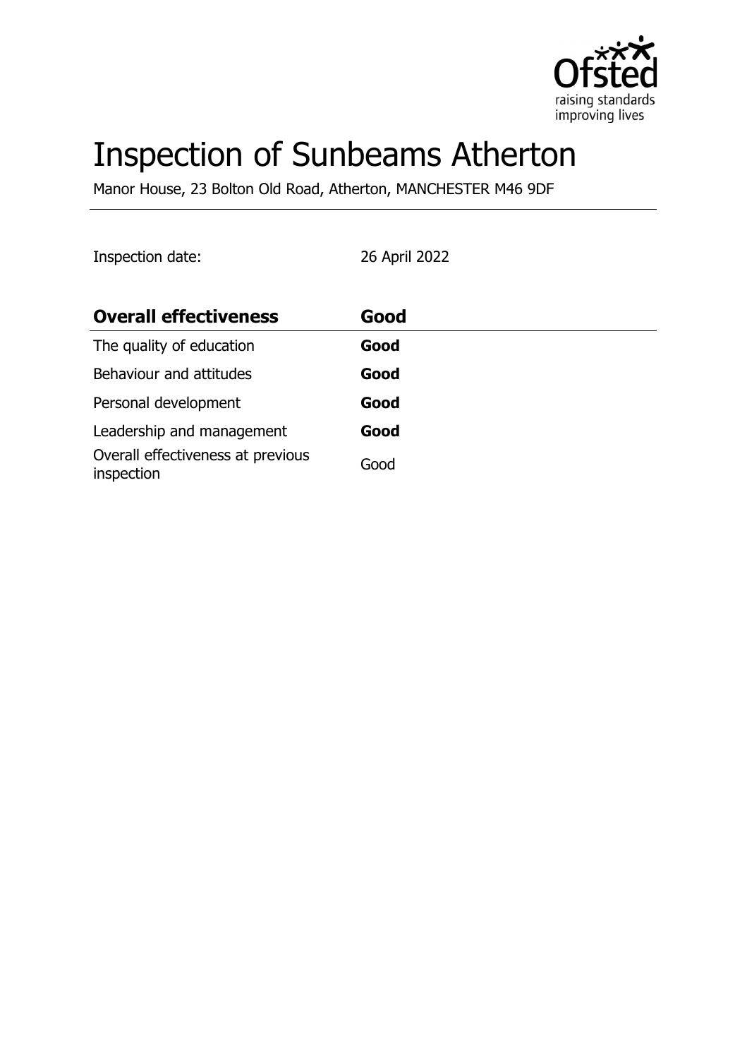# Inspection of Sunbeams Atherton

Manor House, 23 Bolton Old Road, Atherton, MANCHESTER M46 9DF

Inspection date: 26 April 2022

| **Overall effectiveness** | **Good** |
| --- | --- |
| The quality of education | **Good** |
| Behaviour and attitudes | **Good** |
| Personal development | **Good** |
| Leadership and management | **Good** |
| Overall effectiveness at previous inspection | Good |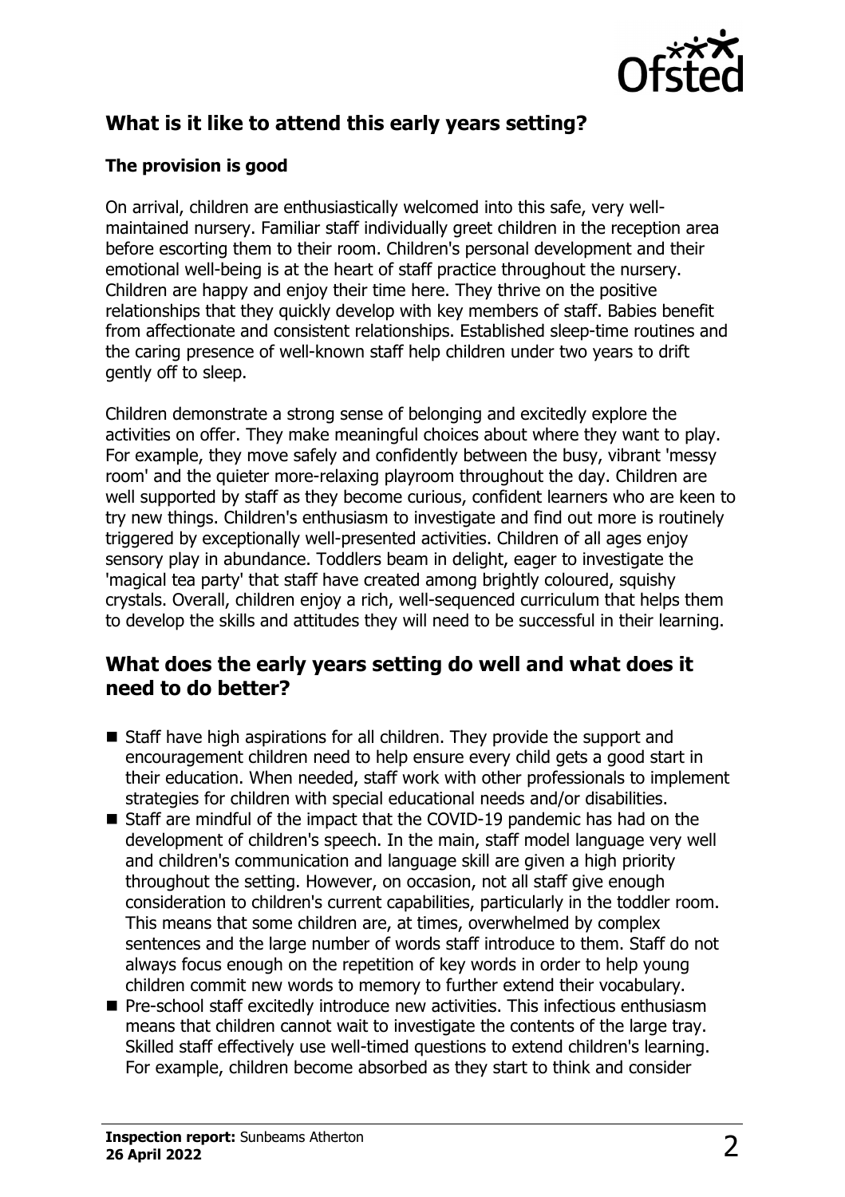## What is it like to attend this early years setting?

### The provision is good

On arrival, children are enthusiastically welcomed into this safe, very well-maintained nursery. Familiar staff individually greet children in the reception area before escorting them to their room. Children's personal development and their emotional well-being is at the heart of staff practice throughout the nursery. Children are happy and enjoy their time here. They thrive on the positive relationships that they quickly develop with key members of staff. Babies benefit from affectionate and consistent relationships. Established sleep-time routines and the caring presence of well-known staff help children under two years to drift gently off to sleep.

Children demonstrate a strong sense of belonging and excitedly explore the activities on offer. They make meaningful choices about where they want to play. For example, they move safely and confidently between the busy, vibrant 'messy room' and the quieter more-relaxing playroom throughout the day. Children are well supported by staff as they become curious, confident learners who are keen to try new things. Children's enthusiasm to investigate and find out more is routinely triggered by exceptionally well-presented activities. Children of all ages enjoy sensory play in abundance. Toddlers beam in delight, eager to investigate the 'magical tea party' that staff have created among brightly coloured, squishy crystals. Overall, children enjoy a rich, well-sequenced curriculum that helps them to develop the skills and attitudes they will need to be successful in their learning.

## What does the early years setting do well and what does it need to do better?

- Staff have high aspirations for all children. They provide the support and encouragement children need to help ensure every child gets a good start in their education. When needed, staff work with other professionals to implement strategies for children with special educational needs and/or disabilities.
- Staff are mindful of the impact that the COVID-19 pandemic has had on the development of children's speech. In the main, staff model language very well and children's communication and language skill are given a high priority throughout the setting. However, on occasion, not all staff give enough consideration to children's current capabilities, particularly in the toddler room. This means that some children are, at times, overwhelmed by complex sentences and the large number of words staff introduce to them. Staff do not always focus enough on the repetition of key words in order to help young children commit new words to memory to further extend their vocabulary.
- Pre-school staff excitedly introduce new activities. This infectious enthusiasm means that children cannot wait to investigate the contents of the large tray. Skilled staff effectively use well-timed questions to extend children's learning. For example, children become absorbed as they start to think and consider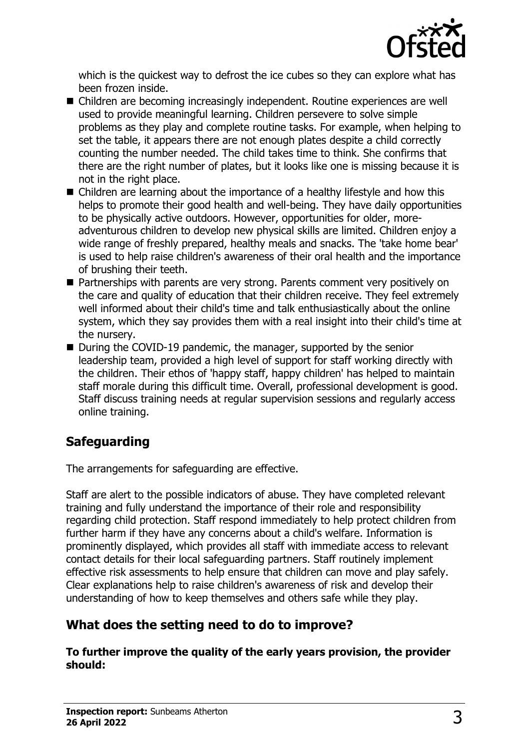which is the quickest way to defrost the ice cubes so they can explore what has been frozen inside.

- Children are becoming increasingly independent. Routine experiences are well used to provide meaningful learning. Children persevere to solve simple problems as they play and complete routine tasks. For example, when helping to set the table, it appears there are not enough plates despite a child correctly counting the number needed. The child takes time to think. She confirms that there are the right number of plates, but it looks like one is missing because it is not in the right place.
- Children are learning about the importance of a healthy lifestyle and how this helps to promote their good health and well-being. They have daily opportunities to be physically active outdoors. However, opportunities for older, more-adventurous children to develop new physical skills are limited. Children enjoy a wide range of freshly prepared, healthy meals and snacks. The 'take home bear' is used to help raise children's awareness of their oral health and the importance of brushing their teeth.
- Partnerships with parents are very strong. Parents comment very positively on the care and quality of education that their children receive. They feel extremely well informed about their child's time and talk enthusiastically about the online system, which they say provides them with a real insight into their child's time at the nursery.
- During the COVID-19 pandemic, the manager, supported by the senior leadership team, provided a high level of support for staff working directly with the children. Their ethos of 'happy staff, happy children' has helped to maintain staff morale during this difficult time. Overall, professional development is good. Staff discuss training needs at regular supervision sessions and regularly access online training.

## Safeguarding

The arrangements for safeguarding are effective.

Staff are alert to the possible indicators of abuse. They have completed relevant training and fully understand the importance of their role and responsibility regarding child protection. Staff respond immediately to help protect children from further harm if they have any concerns about a child's welfare. Information is prominently displayed, which provides all staff with immediate access to relevant contact details for their local safeguarding partners. Staff routinely implement effective risk assessments to help ensure that children can move and play safely. Clear explanations help to raise children's awareness of risk and develop their understanding of how to keep themselves and others safe while they play.

## What does the setting need to do to improve?

**To further improve the quality of the early years provision, the provider should:**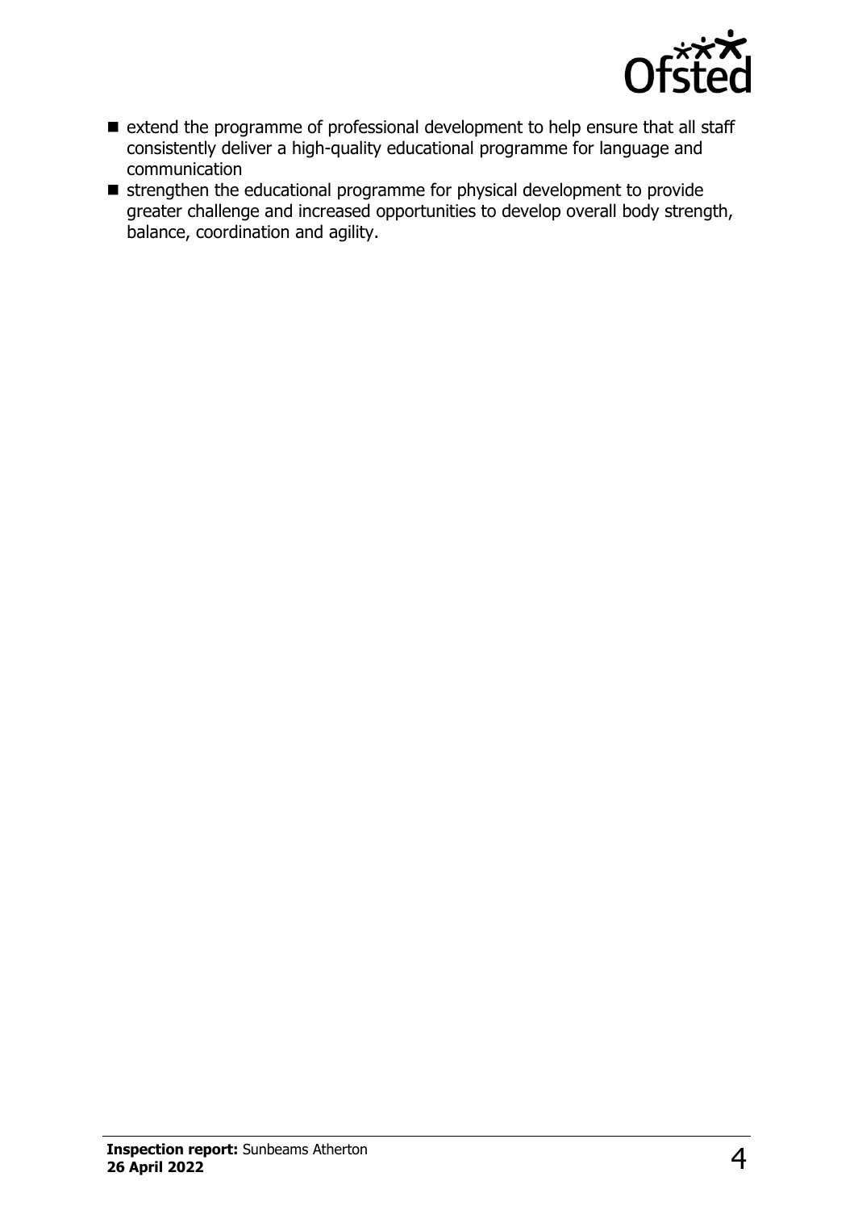- extend the programme of professional development to help ensure that all staff consistently deliver a high-quality educational programme for language and communication
- strengthen the educational programme for physical development to provide greater challenge and increased opportunities to develop overall body strength, balance, coordination and agility.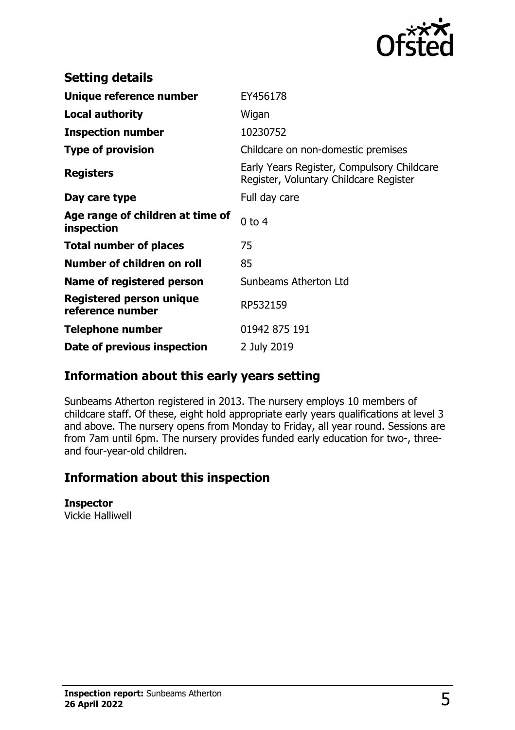## Setting details

| | |
|---|---|
| **Unique reference number** | EY456178 |
| **Local authority** | Wigan |
| **Inspection number** | 10230752 |
| **Type of provision** | Childcare on non-domestic premises |
| **Registers** | Early Years Register, Compulsory Childcare Register, Voluntary Childcare Register |
| **Day care type** | Full day care |
| **Age range of children at time of inspection** | 0 to 4 |
| **Total number of places** | 75 |
| **Number of children on roll** | 85 |
| **Name of registered person** | Sunbeams Atherton Ltd |
| **Registered person unique reference number** | RP532159 |
| **Telephone number** | 01942 875 191 |
| **Date of previous inspection** | 2 July 2019 |

## Information about this early years setting

Sunbeams Atherton registered in 2013. The nursery employs 10 members of childcare staff. Of these, eight hold appropriate early years qualifications at level 3 and above. The nursery opens from Monday to Friday, all year round. Sessions are from 7am until 6pm. The nursery provides funded early education for two-, three- and four-year-old children.

## Information about this inspection

**Inspector**
Vickie Halliwell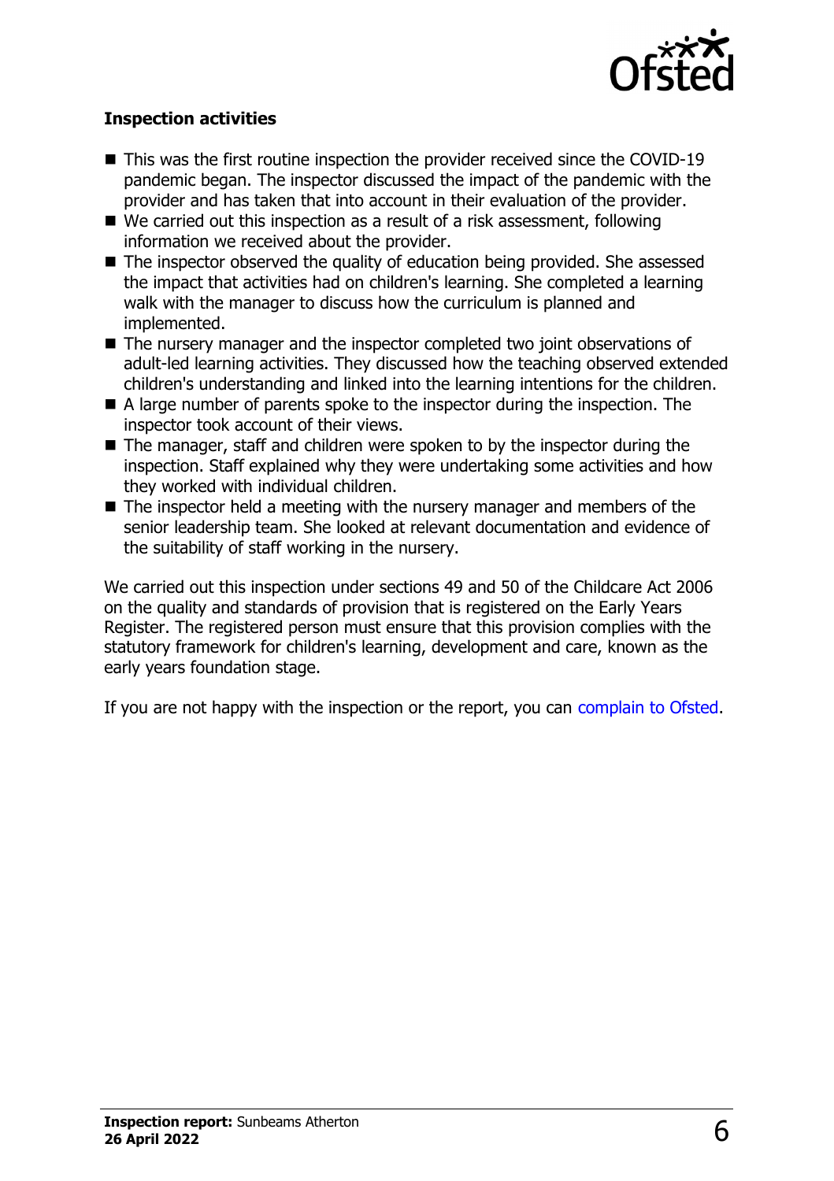### Inspection activities

- This was the first routine inspection the provider received since the COVID-19 pandemic began. The inspector discussed the impact of the pandemic with the provider and has taken that into account in their evaluation of the provider.
- We carried out this inspection as a result of a risk assessment, following information we received about the provider.
- The inspector observed the quality of education being provided. She assessed the impact that activities had on children's learning. She completed a learning walk with the manager to discuss how the curriculum is planned and implemented.
- The nursery manager and the inspector completed two joint observations of adult-led learning activities. They discussed how the teaching observed extended children's understanding and linked into the learning intentions for the children.
- A large number of parents spoke to the inspector during the inspection. The inspector took account of their views.
- The manager, staff and children were spoken to by the inspector during the inspection. Staff explained why they were undertaking some activities and how they worked with individual children.
- The inspector held a meeting with the nursery manager and members of the senior leadership team. She looked at relevant documentation and evidence of the suitability of staff working in the nursery.

We carried out this inspection under sections 49 and 50 of the Childcare Act 2006 on the quality and standards of provision that is registered on the Early Years Register. The registered person must ensure that this provision complies with the statutory framework for children's learning, development and care, known as the early years foundation stage.

If you are not happy with the inspection or the report, you can complain to Ofsted.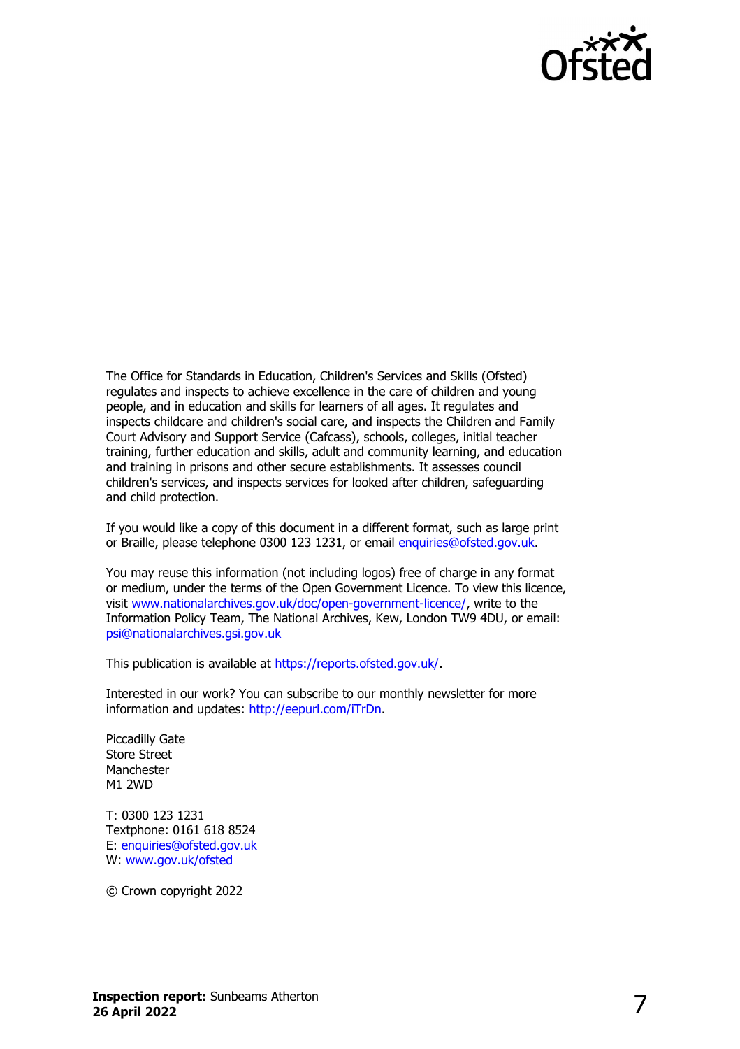The Office for Standards in Education, Children's Services and Skills (Ofsted) regulates and inspects to achieve excellence in the care of children and young people, and in education and skills for learners of all ages. It regulates and inspects childcare and children's social care, and inspects the Children and Family Court Advisory and Support Service (Cafcass), schools, colleges, initial teacher training, further education and skills, adult and community learning, and education and training in prisons and other secure establishments. It assesses council children's services, and inspects services for looked after children, safeguarding and child protection.

If you would like a copy of this document in a different format, such as large print or Braille, please telephone 0300 123 1231, or email enquiries@ofsted.gov.uk.

You may reuse this information (not including logos) free of charge in any format or medium, under the terms of the Open Government Licence. To view this licence, visit www.nationalarchives.gov.uk/doc/open-government-licence/, write to the Information Policy Team, The National Archives, Kew, London TW9 4DU, or email: psi@nationalarchives.gsi.gov.uk

This publication is available at https://reports.ofsted.gov.uk/.

Interested in our work? You can subscribe to our monthly newsletter for more information and updates: http://eepurl.com/iTrDn.

Piccadilly Gate
Store Street
Manchester
M1 2WD

T: 0300 123 1231
Textphone: 0161 618 8524
E: enquiries@ofsted.gov.uk
W: www.gov.uk/ofsted

© Crown copyright 2022